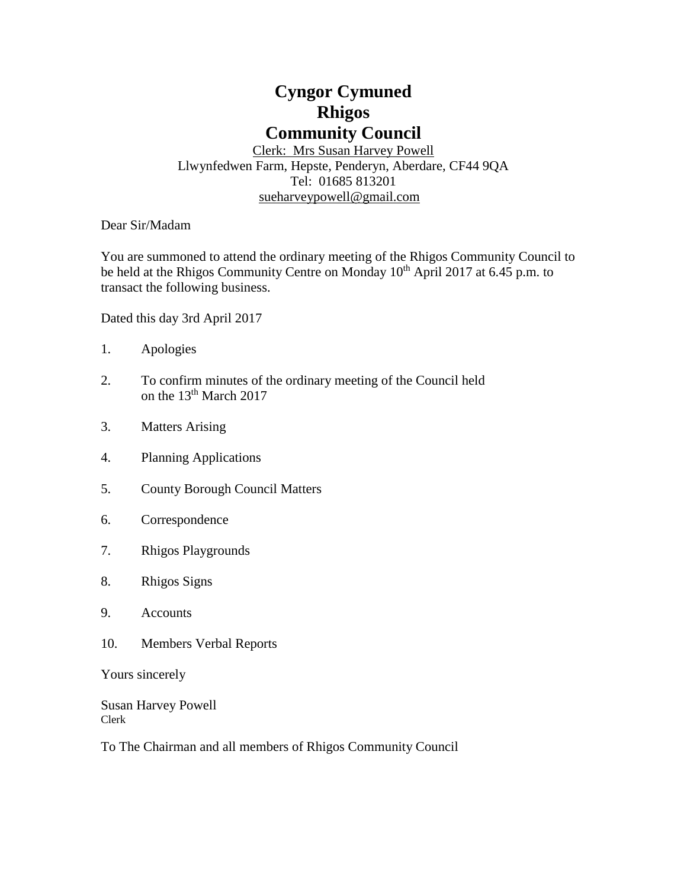# Cyngor Cymuned
# Rhigos
# Community Council

Clerk: Mrs Susan Harvey Powell
Llwynfedwen Farm, Hepste, Penderyn, Aberdare, CF44 9QA
Tel: 01685 813201
sueharveypowell@gmail.com

Dear Sir/Madam

You are summoned to attend the ordinary meeting of the Rhigos Community Council to be held at the Rhigos Community Centre on Monday 10th April 2017 at 6.45 p.m. to transact the following business.

Dated this day 3rd April 2017

1. Apologies

2. To confirm minutes of the ordinary meeting of the Council held on the 13th March 2017

3. Matters Arising

4. Planning Applications

5. County Borough Council Matters

6. Correspondence

7. Rhigos Playgrounds

8. Rhigos Signs

9. Accounts

10. Members Verbal Reports

Yours sincerely

Susan Harvey Powell
Clerk

To The Chairman and all members of Rhigos Community Council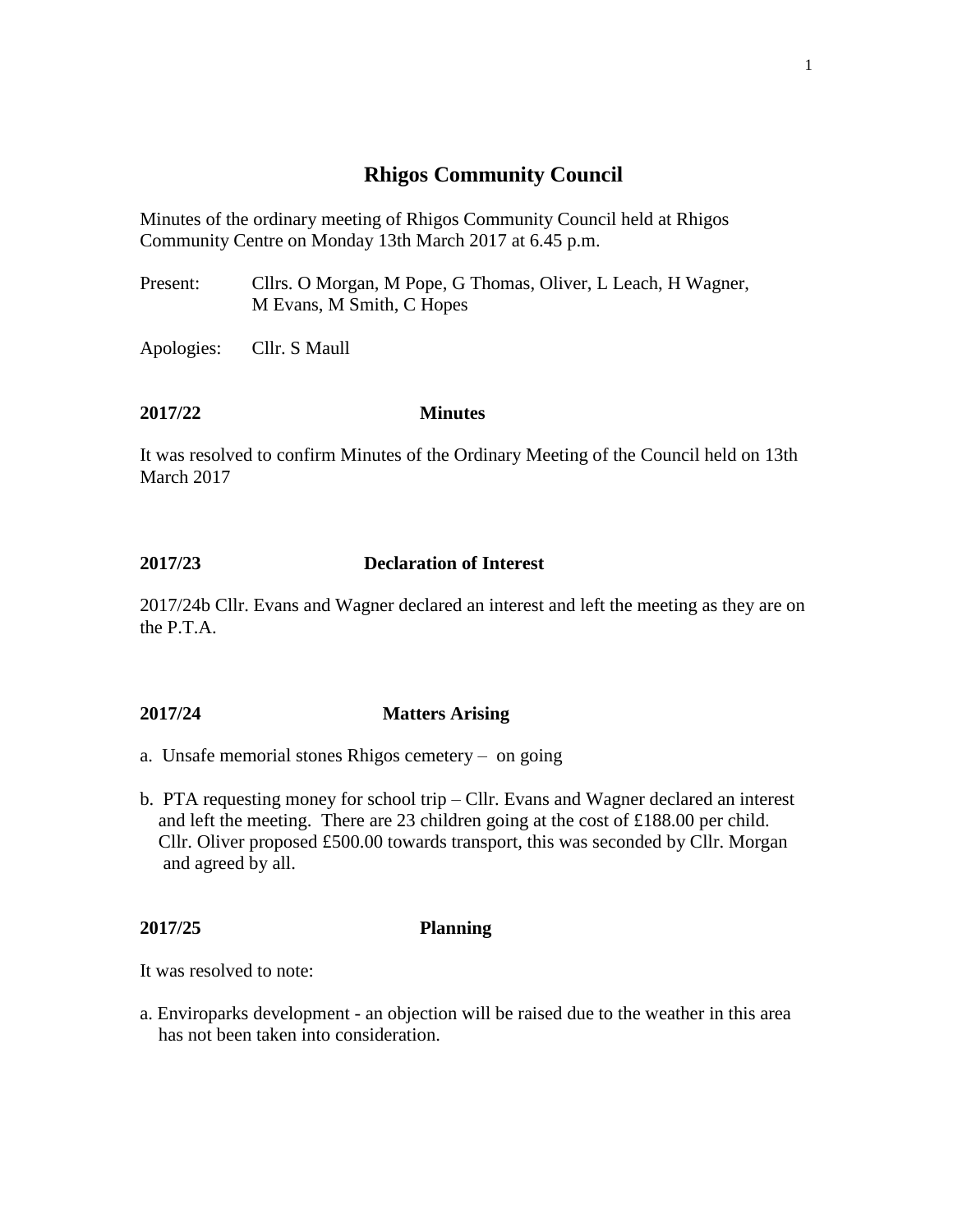# Rhigos Community Council

Minutes of the ordinary meeting of Rhigos Community Council held at Rhigos Community Centre on Monday 13th March 2017 at 6.45 p.m.

Present: Cllrs. O Morgan, M Pope, G Thomas, Oliver, L Leach, H Wagner, M Evans, M Smith, C Hopes

Apologies: Cllr. S Maull

**2017/22 Minutes**

It was resolved to confirm Minutes of the Ordinary Meeting of the Council held on 13th March 2017

**2017/23 Declaration of Interest**

2017/24b Cllr. Evans and Wagner declared an interest and left the meeting as they are on the P.T.A.

**2017/24 Matters Arising**

a. Unsafe memorial stones Rhigos cemetery – on going

b. PTA requesting money for school trip – Cllr. Evans and Wagner declared an interest and left the meeting. There are 23 children going at the cost of £188.00 per child. Cllr. Oliver proposed £500.00 towards transport, this was seconded by Cllr. Morgan and agreed by all.

**2017/25 Planning**

It was resolved to note:

a. Enviroparks development - an objection will be raised due to the weather in this area has not been taken into consideration.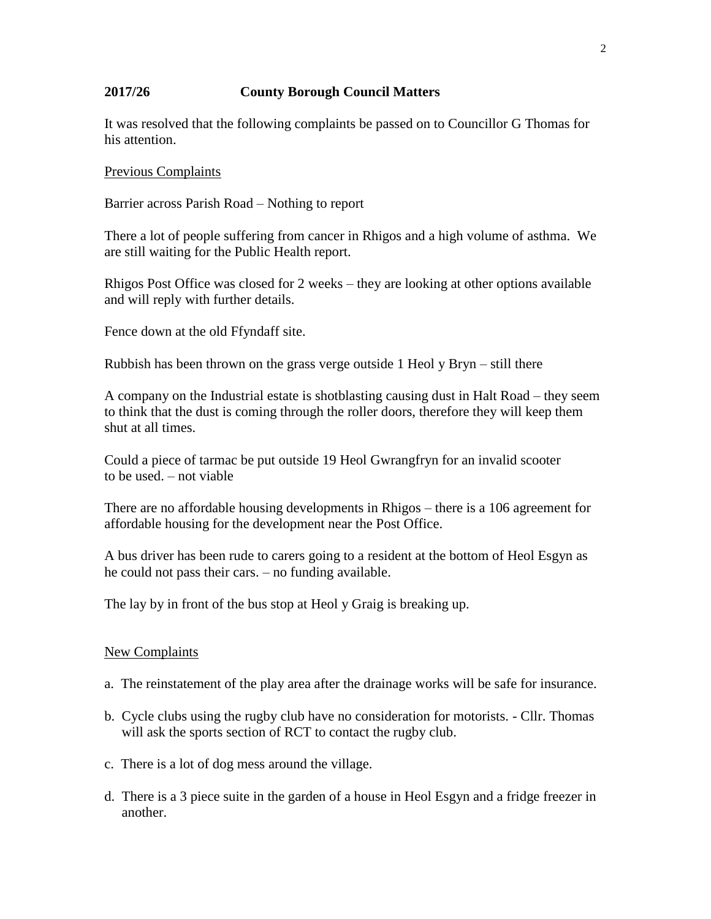## 2017/26 County Borough Council Matters

It was resolved that the following complaints be passed on to Councillor G Thomas for his attention.

Previous Complaints

Barrier across Parish Road – Nothing to report

There a lot of people suffering from cancer in Rhigos and a high volume of asthma. We are still waiting for the Public Health report.

Rhigos Post Office was closed for 2 weeks – they are looking at other options available and will reply with further details.

Fence down at the old Ffyndaff site.

Rubbish has been thrown on the grass verge outside 1 Heol y Bryn – still there

A company on the Industrial estate is shotblasting causing dust in Halt Road – they seem to think that the dust is coming through the roller doors, therefore they will keep them shut at all times.

Could a piece of tarmac be put outside 19 Heol Gwrangfryn for an invalid scooter to be used. – not viable

There are no affordable housing developments in Rhigos – there is a 106 agreement for affordable housing for the development near the Post Office.

A bus driver has been rude to carers going to a resident at the bottom of Heol Esgyn as he could not pass their cars. – no funding available.

The lay by in front of the bus stop at Heol y Graig is breaking up.

New Complaints

a. The reinstatement of the play area after the drainage works will be safe for insurance.

b. Cycle clubs using the rugby club have no consideration for motorists. - Cllr. Thomas will ask the sports section of RCT to contact the rugby club.

c. There is a lot of dog mess around the village.

d. There is a 3 piece suite in the garden of a house in Heol Esgyn and a fridge freezer in another.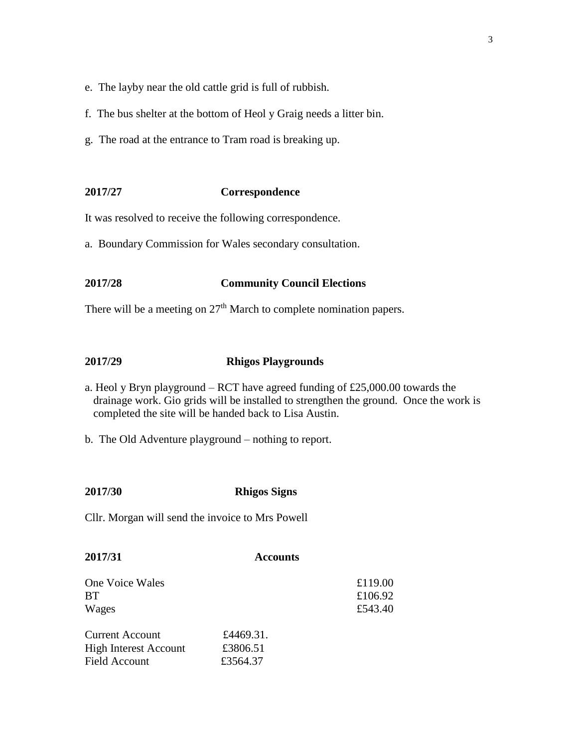e. The layby near the old cattle grid is full of rubbish.

f. The bus shelter at the bottom of Heol y Graig needs a litter bin.

g. The road at the entrance to Tram road is breaking up.

**2017/27 Correspondence**

It was resolved to receive the following correspondence.

a. Boundary Commission for Wales secondary consultation.

**2017/28 Community Council Elections**

There will be a meeting on 27th March to complete nomination papers.

**2017/29 Rhigos Playgrounds**

a. Heol y Bryn playground – RCT have agreed funding of £25,000.00 towards the drainage work. Gio grids will be installed to strengthen the ground. Once the work is completed the site will be handed back to Lisa Austin.

b. The Old Adventure playground – nothing to report.

**2017/30 Rhigos Signs**

Cllr. Morgan will send the invoice to Mrs Powell

**2017/31 Accounts**

| | |
|---|---|
| One Voice Wales | £119.00 |
| BT | £106.92 |
| Wages | £543.40 |

| | |
|---|---|
| Current Account | £4469.31. |
| High Interest Account | £3806.51 |
| Field Account | £3564.37 |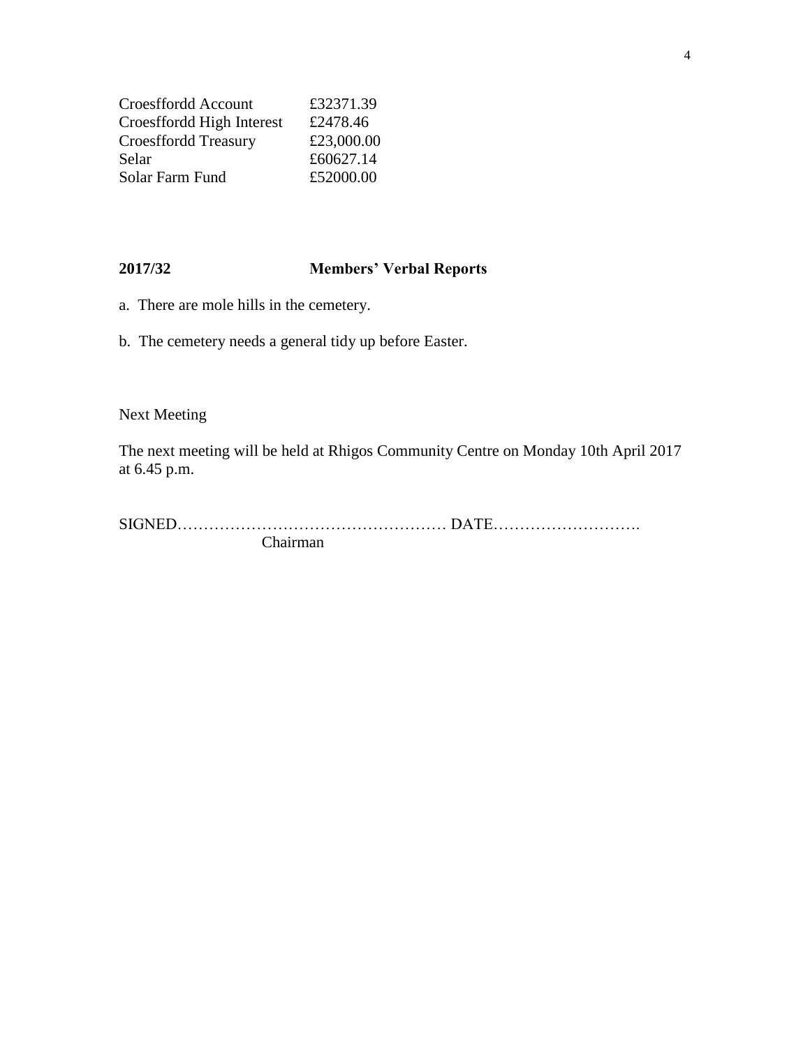| | |
|---|---|
| Croesffordd Account | £32371.39 |
| Croesffordd High Interest | £2478.46 |
| Croesffordd Treasury | £23,000.00 |
| Selar | £60627.14 |
| Solar Farm Fund | £52000.00 |

**2017/32 Members' Verbal Reports**

a. There are mole hills in the cemetery.

b. The cemetery needs a general tidy up before Easter.

Next Meeting

The next meeting will be held at Rhigos Community Centre on Monday 10th April 2017 at 6.45 p.m.

SIGNED…………………………………………… DATE……………………….
Chairman